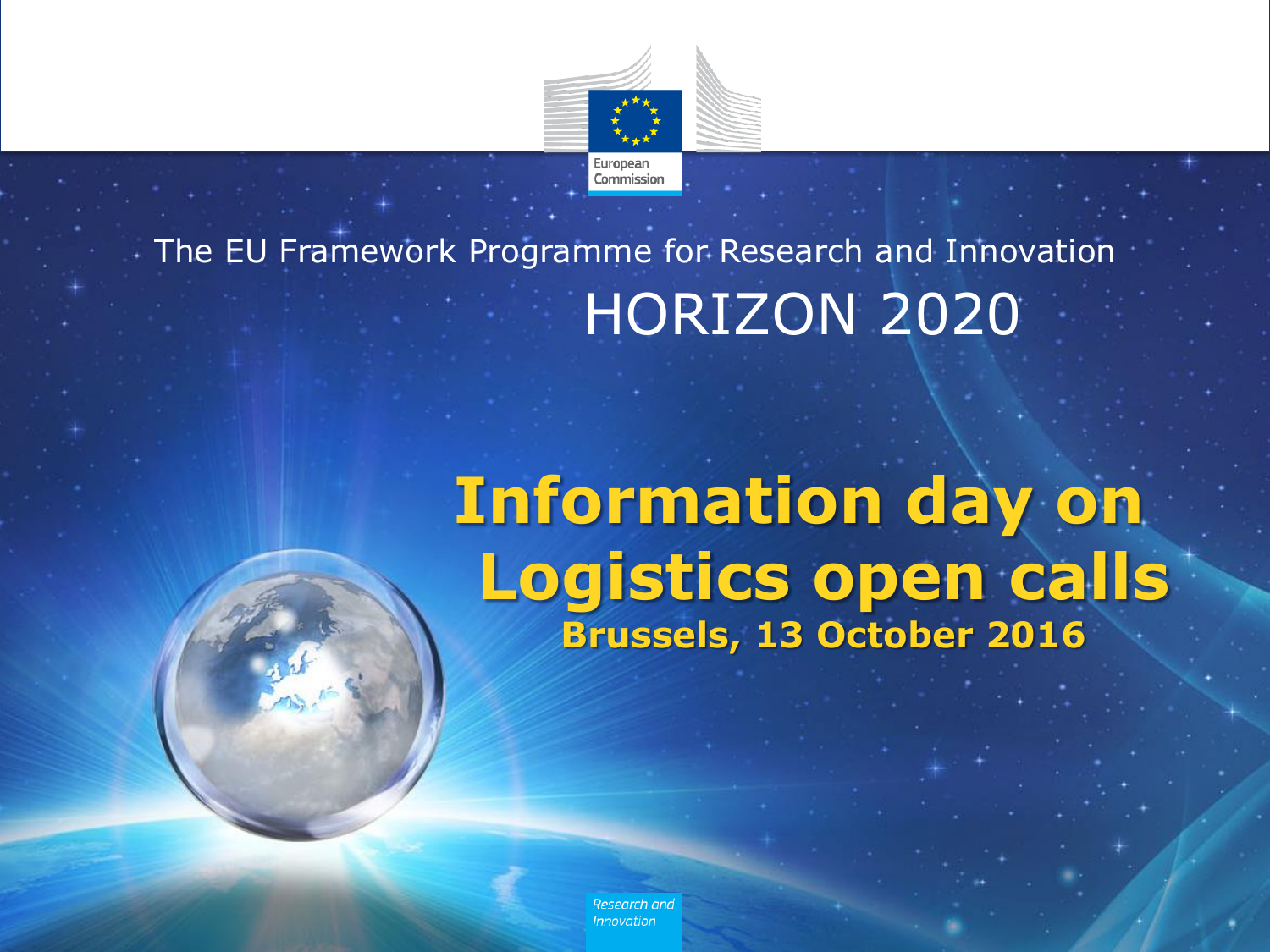European Commission

The EU Framework Programme for Research and Innovation

# HORIZON 2020

# Information day on Logistics open calls

**Brussels, 13 October 2016**

*Research and Innovation*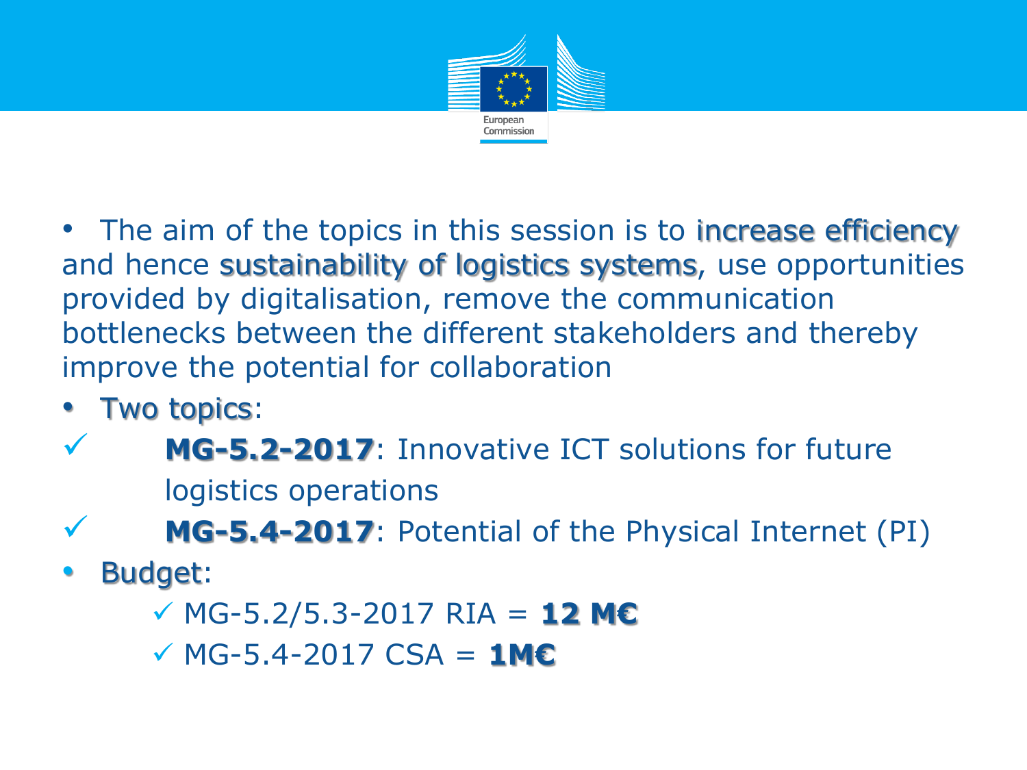- The aim of the topics in this session is to increase efficiency and hence sustainability of logistics systems, use opportunities provided by digitalisation, remove the communication bottlenecks between the different stakeholders and thereby improve the potential for collaboration
- Two topics:
  - ✓ **MG-5.2-2017**: Innovative ICT solutions for future logistics operations
  - ✓ **MG-5.4-2017**: Potential of the Physical Internet (PI)
- Budget:
  - ✓ MG-5.2/5.3-2017 RIA = **12 M€**
  - ✓ MG-5.4-2017 CSA = **1M€**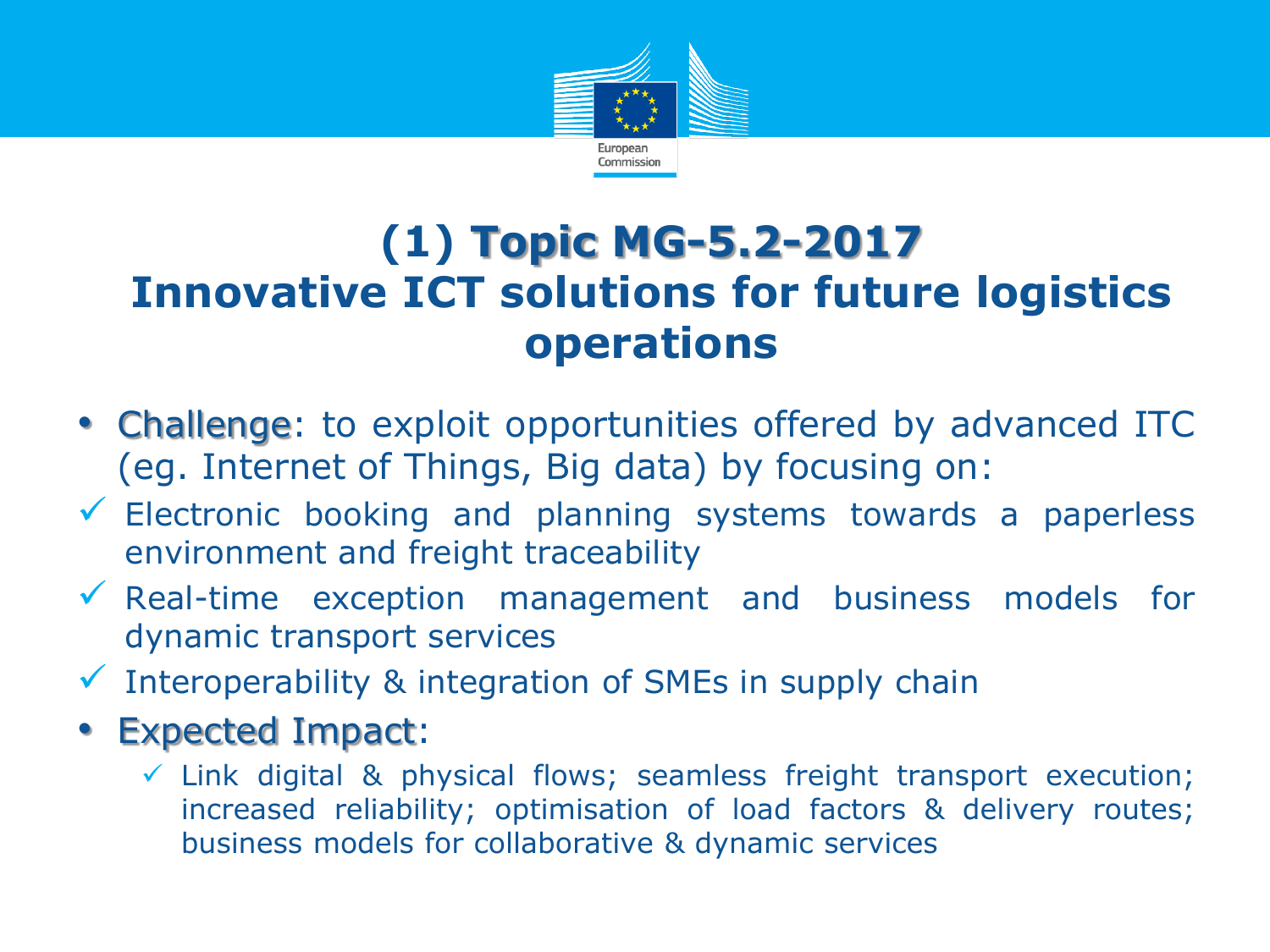# (1) Topic MG-5.2-2017 Innovative ICT solutions for future logistics operations

- **Challenge**: to exploit opportunities offered by advanced ITC (eg. Internet of Things, Big data) by focusing on:
  - ✓ Electronic booking and planning systems towards a paperless environment and freight traceability
  - ✓ Real-time exception management and business models for dynamic transport services
  - ✓ Interoperability & integration of SMEs in supply chain
- **Expected Impact**:
  - ✓ Link digital & physical flows; seamless freight transport execution; increased reliability; optimisation of load factors & delivery routes; business models for collaborative & dynamic services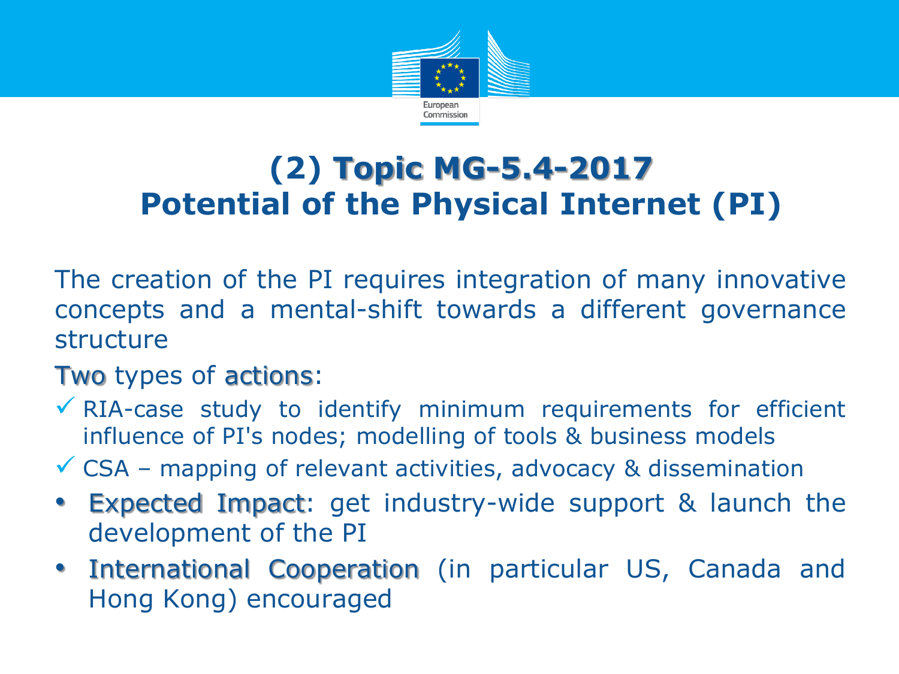# (2) Topic MG-5.4-2017 Potential of the Physical Internet (PI)

The creation of the PI requires integration of many innovative concepts and a mental-shift towards a different governance structure

Two types of actions:

- ✓ RIA-case study to identify minimum requirements for efficient influence of PI's nodes; modelling of tools & business models
- ✓ CSA – mapping of relevant activities, advocacy & dissemination

- Expected Impact: get industry-wide support & launch the development of the PI
- International Cooperation (in particular US, Canada and Hong Kong) encouraged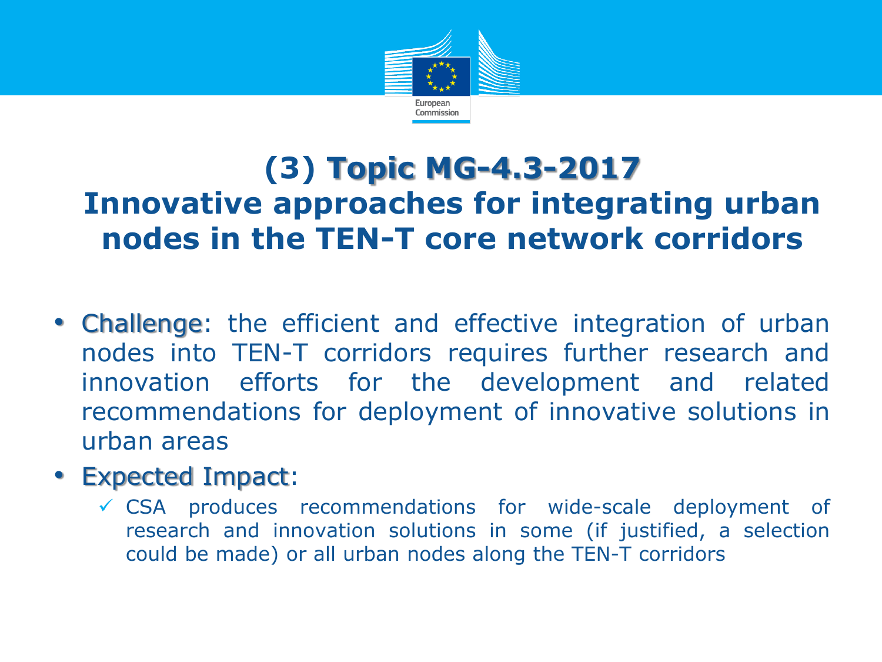# (3) Topic MG-4.3-2017
# Innovative approaches for integrating urban nodes in the TEN-T core network corridors

- Challenge: the efficient and effective integration of urban nodes into TEN-T corridors requires further research and innovation efforts for the development and related recommendations for deployment of innovative solutions in urban areas
- Expected Impact:
  - ✓ CSA produces recommendations for wide-scale deployment of research and innovation solutions in some (if justified, a selection could be made) or all urban nodes along the TEN-T corridors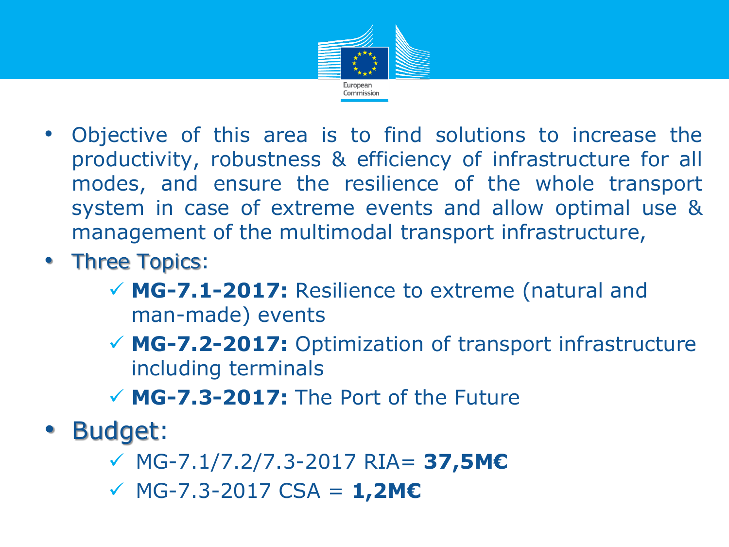- Objective of this area is to find solutions to increase the productivity, robustness & efficiency of infrastructure for all modes, and ensure the resilience of the whole transport system in case of extreme events and allow optimal use & management of the multimodal transport infrastructure,
- Three Topics:
  - ✓ **MG-7.1-2017:** Resilience to extreme (natural and man-made) events
  - ✓ **MG-7.2-2017:** Optimization of transport infrastructure including terminals
  - ✓ **MG-7.3-2017:** The Port of the Future
- Budget:
  - ✓ MG-7.1/7.2/7.3-2017 RIA= **37,5M€**
  - ✓ MG-7.3-2017 CSA = **1,2M€**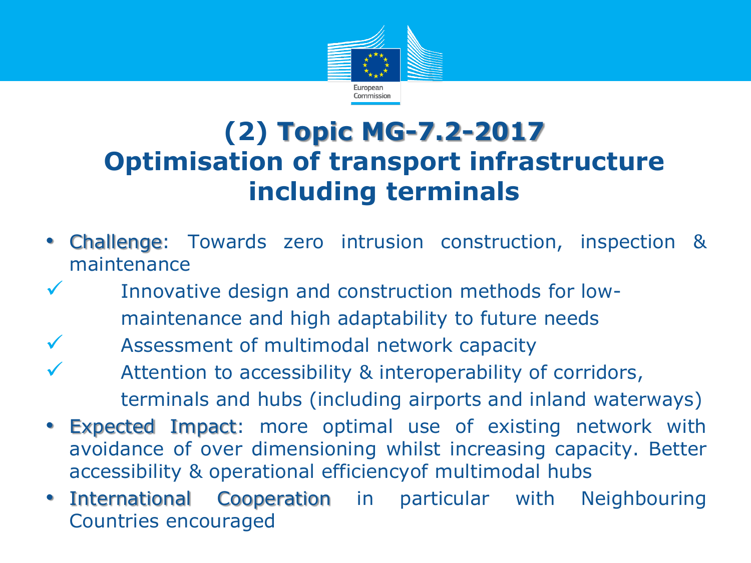# (2) Topic MG-7.2-2017
# Optimisation of transport infrastructure including terminals

- **Challenge**: Towards zero intrusion construction, inspection & maintenance
  - ✓ Innovative design and construction methods for low-maintenance and high adaptability to future needs
  - ✓ Assessment of multimodal network capacity
  - ✓ Attention to accessibility & interoperability of corridors, terminals and hubs (including airports and inland waterways)
- **Expected Impact**: more optimal use of existing network with avoidance of over dimensioning whilst increasing capacity. Better accessibility & operational efficiencyof multimodal hubs
- **International Cooperation** in particular with Neighbouring Countries encouraged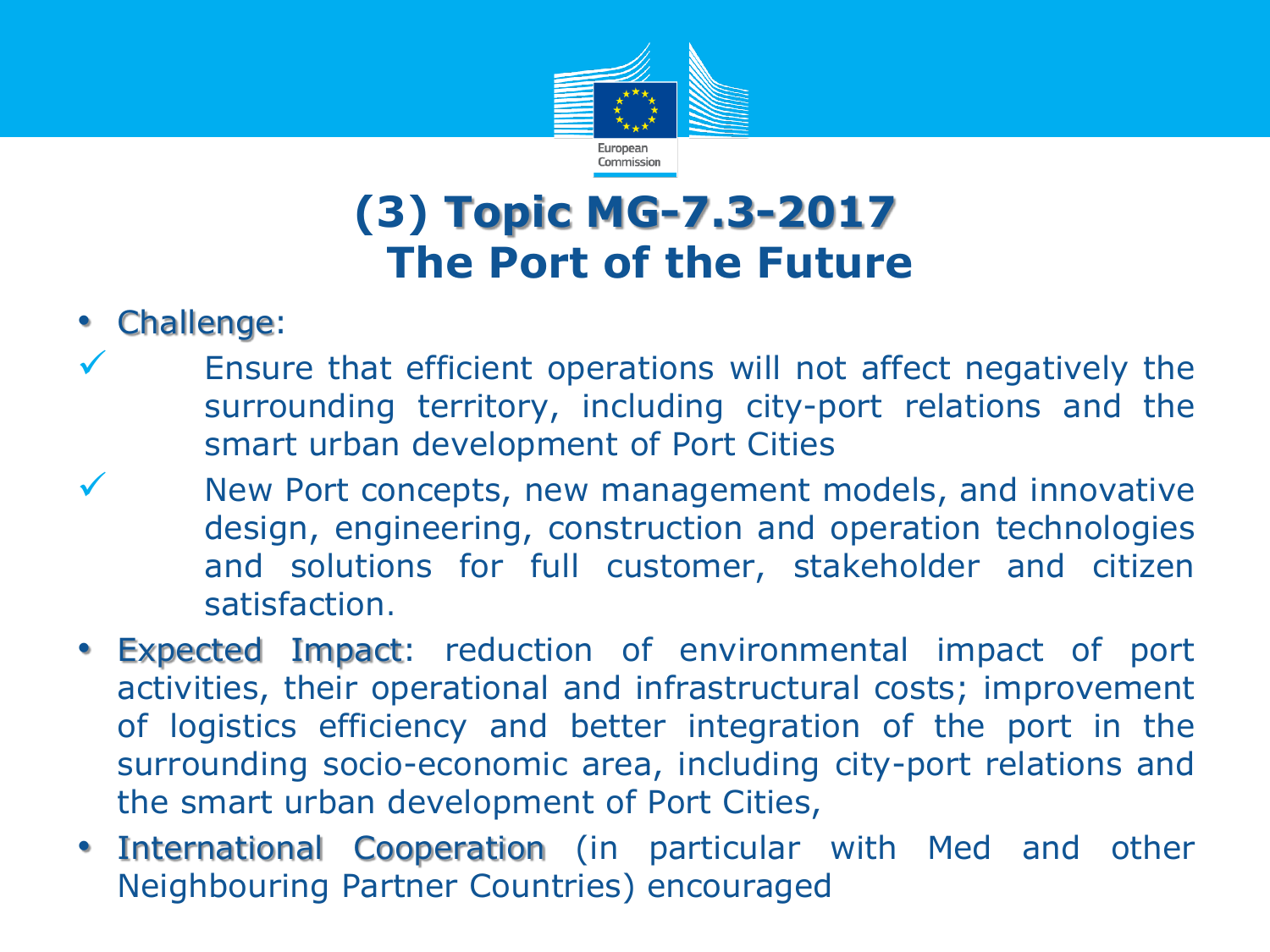# (3) Topic MG-7.3-2017 The Port of the Future

- Challenge:
  - ✓ Ensure that efficient operations will not affect negatively the surrounding territory, including city-port relations and the smart urban development of Port Cities
  - ✓ New Port concepts, new management models, and innovative design, engineering, construction and operation technologies and solutions for full customer, stakeholder and citizen satisfaction.
- Expected Impact: reduction of environmental impact of port activities, their operational and infrastructural costs; improvement of logistics efficiency and better integration of the port in the surrounding socio-economic area, including city-port relations and the smart urban development of Port Cities,
- International Cooperation (in particular with Med and other Neighbouring Partner Countries) encouraged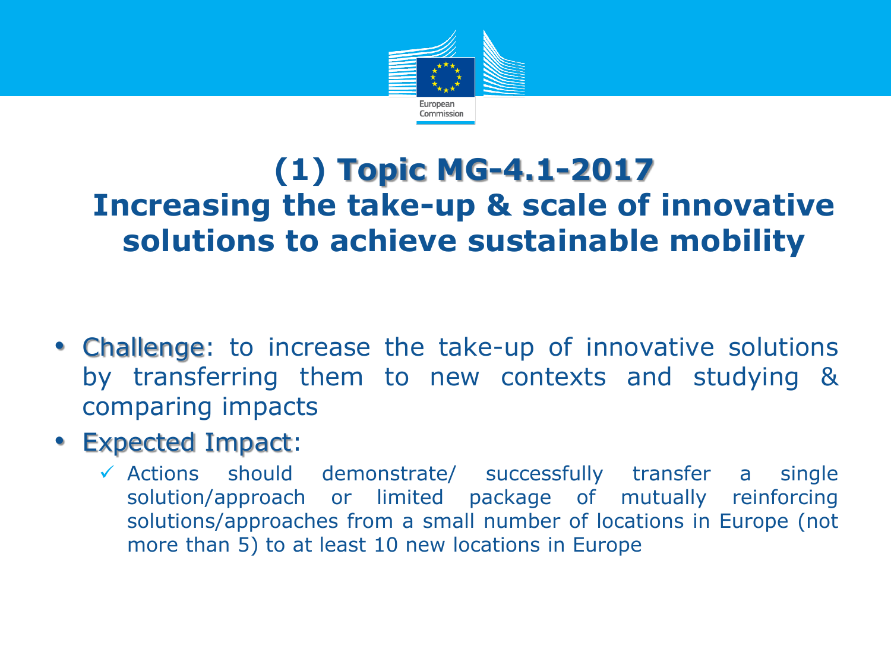# (1) Topic MG-4.1-2017 Increasing the take-up & scale of innovative solutions to achieve sustainable mobility

- Challenge: to increase the take-up of innovative solutions by transferring them to new contexts and studying & comparing impacts
- Expected Impact:
  - ✓ Actions should demonstrate/ successfully transfer a single solution/approach or limited package of mutually reinforcing solutions/approaches from a small number of locations in Europe (not more than 5) to at least 10 new locations in Europe